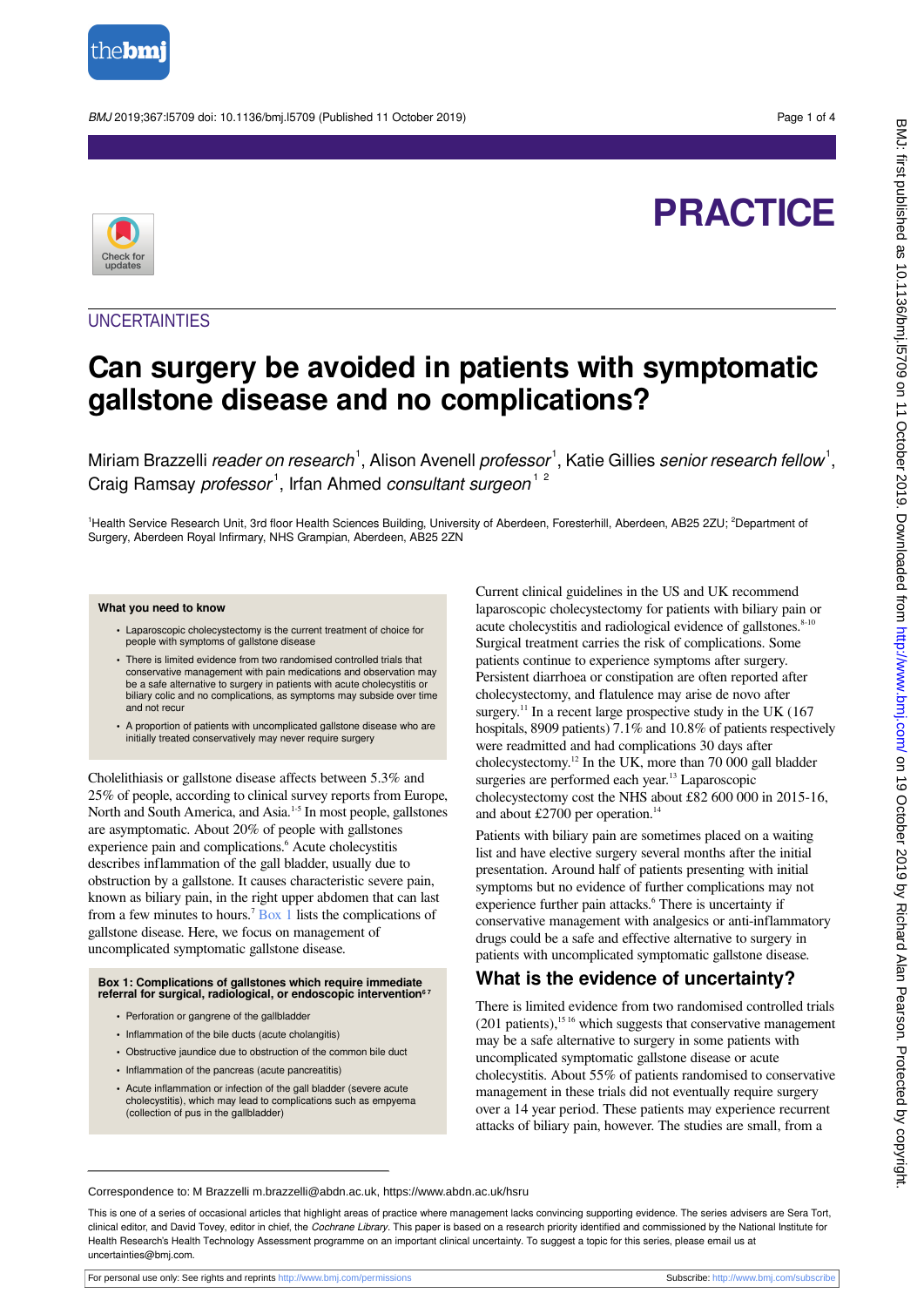PRACTICE

UNCERTAINTIES

# Can surgery be avoided in patients with symptomatic gallstone disease and no complications?

Miriam Brazzelli *reader on research*[1], Alison Avenell *professor*[1], Katie Gillies *senior research fellow*[1], Craig Ramsay *professor*[1], Irfan Ahmed *consultant surgeon*[1,2]

[1]Health Service Research Unit, 3rd floor Health Sciences Building, University of Aberdeen, Foresterhill, Aberdeen, AB25 2ZU; [2]Department of Surgery, Aberdeen Royal Infirmary, NHS Grampian, Aberdeen, AB25 2ZN

> **What you need to know**
>
> - Laparoscopic cholecystectomy is the current treatment of choice for people with symptoms of gallstone disease
> - There is limited evidence from two randomised controlled trials that conservative management with pain medications and observation may be a safe alternative to surgery in patients with acute cholecystitis or biliary colic and no complications, as symptoms may subside over time and not recur
> - A proportion of patients with uncomplicated gallstone disease who are initially treated conservatively may never require surgery

Cholelithiasis or gallstone disease affects between 5.3% and 25% of people, according to clinical survey reports from Europe, North and South America, and Asia.[1-5] In most people, gallstones are asymptomatic. About 20% of people with gallstones experience pain and complications.[6] Acute cholecystitis describes inflammation of the gall bladder, usually due to obstruction by a gallstone. It causes characteristic severe pain, known as biliary pain, in the right upper abdomen that can last from a few minutes to hours.[7] Box 1 lists the complications of gallstone disease. Here, we focus on management of uncomplicated symptomatic gallstone disease.

> **Box 1: Complications of gallstones which require immediate referral for surgical, radiological, or endoscopic intervention**[6,7]
>
> - Perforation or gangrene of the gallbladder
> - Inflammation of the bile ducts (acute cholangitis)
> - Obstructive jaundice due to obstruction of the common bile duct
> - Inflammation of the pancreas (acute pancreatitis)
> - Acute inflammation or infection of the gall bladder (severe acute cholecystitis), which may lead to complications such as empyema (collection of pus in the gallbladder)

Current clinical guidelines in the US and UK recommend laparoscopic cholecystectomy for patients with biliary pain or acute cholecystitis and radiological evidence of gallstones.[8-10] Surgical treatment carries the risk of complications. Some patients continue to experience symptoms after surgery. Persistent diarrhoea or constipation are often reported after cholecystectomy, and flatulence may arise de novo after surgery.[11] In a recent large prospective study in the UK (167 hospitals, 8909 patients) 7.1% and 10.8% of patients respectively were readmitted and had complications 30 days after cholecystectomy.[12] In the UK, more than 70 000 gall bladder surgeries are performed each year.[13] Laparoscopic cholecystectomy cost the NHS about £82 600 000 in 2015-16, and about £2700 per operation.[14]

Patients with biliary pain are sometimes placed on a waiting list and have elective surgery several months after the initial presentation. Around half of patients presenting with initial symptoms but no evidence of further complications may not experience further pain attacks.[6] There is uncertainty if conservative management with analgesics or anti-inflammatory drugs could be a safe and effective alternative to surgery in patients with uncomplicated symptomatic gallstone disease.

## What is the evidence of uncertainty?

There is limited evidence from two randomised controlled trials (201 patients),[15,16] which suggests that conservative management may be a safe alternative to surgery in some patients with uncomplicated symptomatic gallstone disease or acute cholecystitis. About 55% of patients randomised to conservative management in these trials did not eventually require surgery over a 14 year period. These patients may experience recurrent attacks of biliary pain, however. The studies are small, from a

---

Correspondence to: M Brazzelli m.brazzelli@abdn.ac.uk, https://www.abdn.ac.uk/hsru

This is one of a series of occasional articles that highlight areas of practice where management lacks convincing supporting evidence. The series advisers are Sera Tort, clinical editor, and David Tovey, editor in chief, the *Cochrane Library*. This paper is based on a research priority identified and commissioned by the National Institute for Health Research's Health Technology Assessment programme on an important clinical uncertainty. To suggest a topic for this series, please email us at uncertainties@bmj.com.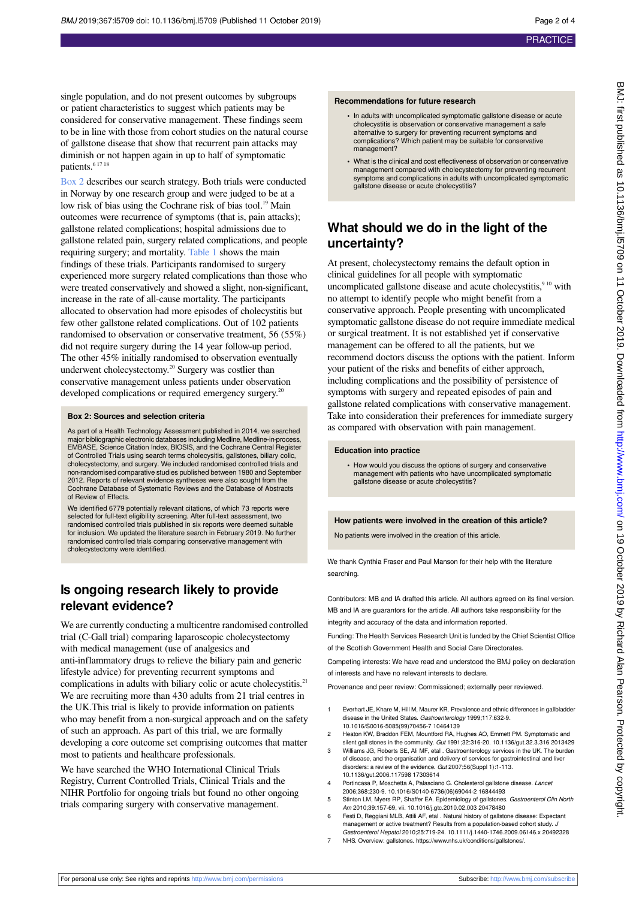single population, and do not present outcomes by subgroups or patient characteristics to suggest which patients may be considered for conservative management. These findings seem to be in line with those from cohort studies on the natural course of gallstone disease that show that recurrent pain attacks may diminish or not happen again in up to half of symptomatic patients.[6 17 18]

Box 2 describes our search strategy. Both trials were conducted in Norway by one research group and were judged to be at a low risk of bias using the Cochrane risk of bias tool.[19] Main outcomes were recurrence of symptoms (that is, pain attacks); gallstone related complications; hospital admissions due to gallstone related pain, surgery related complications, and people requiring surgery; and mortality. Table 1 shows the main findings of these trials. Participants randomised to surgery experienced more surgery related complications than those who were treated conservatively and showed a slight, non-significant, increase in the rate of all-cause mortality. The participants allocated to observation had more episodes of cholecystitis but few other gallstone related complications. Out of 102 patients randomised to observation or conservative treatment, 56 (55%) did not require surgery during the 14 year follow-up period. The other 45% initially randomised to observation eventually underwent cholecystectomy.[20] Surgery was costlier than conservative management unless patients under observation developed complications or required emergency surgery.[20]

**Box 2: Sources and selection criteria**

As part of a Health Technology Assessment published in 2014, we searched major bibliographic electronic databases including Medline, Medline-in-process, EMBASE, Science Citation Index, BIOSIS, and the Cochrane Central Register of Controlled Trials using search terms cholecystitis, gallstones, biliary colic, cholecystectomy, and surgery. We included randomised controlled trials and non-randomised comparative studies published between 1980 and September 2012. Reports of relevant evidence syntheses were also sought from the Cochrane Database of Systematic Reviews and the Database of Abstracts of Review of Effects.

We identified 6779 potentially relevant citations, of which 73 reports were selected for full-text eligibility screening. After full-text assessment, two randomised controlled trials published in six reports were deemed suitable for inclusion. We updated the literature search in February 2019. No further randomised controlled trials comparing conservative management with cholecystectomy were identified.

## Is ongoing research likely to provide relevant evidence?

We are currently conducting a multicentre randomised controlled trial (C-Gall trial) comparing laparoscopic cholecystectomy with medical management (use of analgesics and anti-inflammatory drugs to relieve the biliary pain and generic lifestyle advice) for preventing recurrent symptoms and complications in adults with biliary colic or acute cholecystitis.[21] We are recruiting more than 430 adults from 21 trial centres in the UK.This trial is likely to provide information on patients who may benefit from a non-surgical approach and on the safety of such an approach. As part of this trial, we are formally developing a core outcome set comprising outcomes that matter most to patients and healthcare professionals.

We have searched the WHO International Clinical Trials Registry, Current Controlled Trials, Clinical Trials and the NIHR Portfolio for ongoing trials but found no other ongoing trials comparing surgery with conservative management.

**Recommendations for future research**

- In adults with uncomplicated symptomatic gallstone disease or acute cholecystitis is observation or conservative management a safe alternative to surgery for preventing recurrent symptoms and complications? Which patient may be suitable for conservative management?
- What is the clinical and cost effectiveness of observation or conservative management compared with cholecystectomy for preventing recurrent symptoms and complications in adults with uncomplicated symptomatic gallstone disease or acute cholecystitis?

## What should we do in the light of the uncertainty?

At present, cholecystectomy remains the default option in clinical guidelines for all people with symptomatic uncomplicated gallstone disease and acute cholecystitis,[9 10] with no attempt to identify people who might benefit from a conservative approach. People presenting with uncomplicated symptomatic gallstone disease do not require immediate medical or surgical treatment. It is not established yet if conservative management can be offered to all the patients, but we recommend doctors discuss the options with the patient. Inform your patient of the risks and benefits of either approach, including complications and the possibility of persistence of symptoms with surgery and repeated episodes of pain and gallstone related complications with conservative management. Take into consideration their preferences for immediate surgery as compared with observation with pain management.

**Education into practice**

- How would you discuss the options of surgery and conservative management with patients who have uncomplicated symptomatic gallstone disease or acute cholecystitis?

**How patients were involved in the creation of this article?**

No patients were involved in the creation of this article.

We thank Cynthia Fraser and Paul Manson for their help with the literature searching.

Contributors: MB and IA drafted this article. All authors agreed on its final version. MB and IA are guarantors for the article. All authors take responsibility for the integrity and accuracy of the data and information reported.

Funding: The Health Services Research Unit is funded by the Chief Scientist Office of the Scottish Government Health and Social Care Directorates.

Competing interests: We have read and understood the BMJ policy on declaration of interests and have no relevant interests to declare.

Provenance and peer review: Commissioned; externally peer reviewed.

1. Everhart JE, Khare M, Hill M, Maurer KR. Prevalence and ethnic differences in gallbladder disease in the United States. *Gastroenterology* 1999;117:632-9. 10.1016/S0016-5085(99)70456-7 10464139
2. Heaton KW, Braddon FEM, Mountford RA, Hughes AO, Emmett PM. Symptomatic and silent gall stones in the community. *Gut* 1991;32:316-20. 10.1136/gut.32.3.316 2013429
3. Williams JG, Roberts SE, Ali MF, etal . Gastroenterology services in the UK. The burden of disease, and the organisation and delivery of services for gastrointestinal and liver disorders: a review of the evidence. *Gut* 2007;56(Suppl 1):1-113. 10.1136/gut.2006.117598 17303614
4. Portincasa P, Moschetta A, Palasciano G. Cholesterol gallstone disease. *Lancet* 2006;368:230-9. 10.1016/S0140-6736(06)69044-2 16844493
5. Stinton LM, Myers RP, Shaffer EA. Epidemiology of gallstones. *Gastroenterol Clin North Am* 2010;39:157-69, vii. 10.1016/j.gtc.2010.02.003 20478480
6. Festi D, Reggiani MLB, Attili AF, etal . Natural history of gallstone disease: Expectant management or active treatment? Results from a population-based cohort study. *J Gastroenterol Hepatol* 2010;25:719-24. 10.1111/j.1440-1746.2009.06146.x 20492328
7. NHS. Overview: gallstones. https://www.nhs.uk/conditions/gallstones/.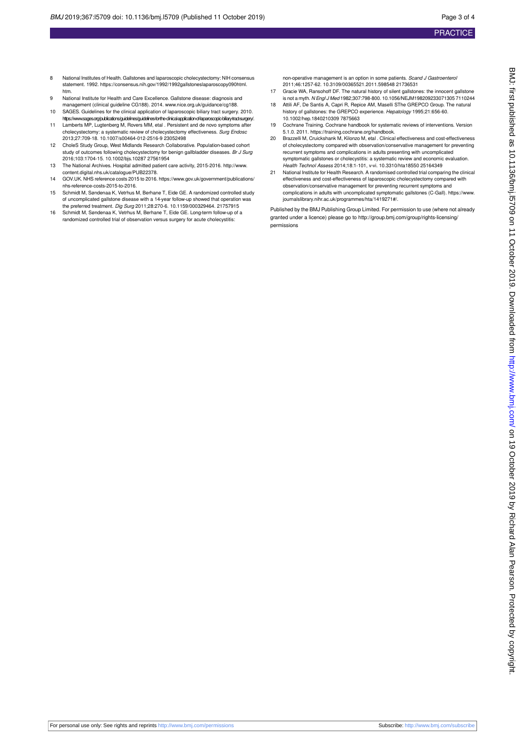8. National Institutes of Health. Gallstones and laparoscopic cholecystectomy: NIH consensus statement. 1992. https://consensus.nih.gov/1992/1992gallstoneslaparoscopy090html.htm.
9. National Institute for Health and Care Excellence. Gallstone disease: diagnosis and management (clinical guideline CG188). 2014. www.nice.org.uk/guidance/cg188.
10. SAGES. Guidelines for the clinical application of laparoscopic biliary tract surgery. 2010. https://www.sages.org/publications/guidelines/guidelines-for-the-clinical-application-of-laparoscopic-biliary-tract-surgery/.
11. Lamberts MP, Lugtenberg M, Rovers MM, etal . Persistent and de novo symptoms after cholecystectomy: a systematic review of cholecystectomy effectiveness. *Surg Endosc* 2013;27:709-18. 10.1007/s00464-012-2516-9 23052498
12. CholeS Study Group, West Midlands Research Collaborative. Population-based cohort study of outcomes following cholecystectomy for benign gallbladder diseases. *Br J Surg* 2016;103:1704-15. 10.1002/bjs.10287 27561954
13. The National Archives. Hospital admitted patient care activity, 2015-2016. http://www.content.digital.nhs.uk/catalogue/PUB22378.
14. GOV.UK. NHS reference costs 2015 to 2016. https://www.gov.uk/government/publications/nhs-reference-costs-2015-to-2016.
15. Schmidt M, Søndenaa K, Vetrhus M, Berhane T, Eide GE. A randomized controlled study of uncomplicated gallstone disease with a 14-year follow-up showed that operation was the preferred treatment. *Dig Surg* 2011;28:270-6. 10.1159/000329464. 21757915
16. Schmidt M, Søndenaa K, Vetrhus M, Berhane T, Eide GE. Long-term follow-up of a randomized controlled trial of observation versus surgery for acute cholecystitis: non-operative management is an option in some patients. *Scand J Gastroenterol* 2011;46:1257-62. 10.3109/00365521.2011.598548 21736531
17. Gracie WA, Ransohoff DF. The natural history of silent gallstones: the innocent gallstone is not a myth. *N Engl J Med* 1982;307:798-800. 10.1056/NEJM198209233071305 7110244
18. Attili AF, De Santis A, Capri R, Repice AM, Maselli SThe GREPCO Group. The natural history of gallstones: the GREPCO experience. *Hepatology* 1995;21:656-60. 10.1002/hep.1840210309 7875663
19. Cochrane Training. Cochrane handbook for systematic reviews of interventions. Version 5.1.0. 2011. https://training.cochrane.org/handbook.
20. Brazzelli M, Cruickshank M, Kilonzo M, etal . Clinical effectiveness and cost-effectiveness of cholecystectomy compared with observation/conservative management for preventing recurrent symptoms and complications in adults presenting with uncomplicated symptomatic gallstones or cholecystitis: a systematic review and economic evaluation. *Health Technol Assess* 2014;18:1-101, v-vi. 10.3310/hta18550 25164349
21. National Institute for Health Research. A randomised controlled trial comparing the clinical effectiveness and cost-effectiveness of laparoscopic cholecystectomy compared with observation/conservative management for preventing recurrent symptoms and complications in adults with uncomplicated symptomatic gallstones (C-Gall). https://www.journalslibrary.nihr.ac.uk/programmes/hta/1419271#/.

Published by the BMJ Publishing Group Limited. For permission to use (where not already granted under a licence) please go to http://group.bmj.com/group/rights-licensing/permissions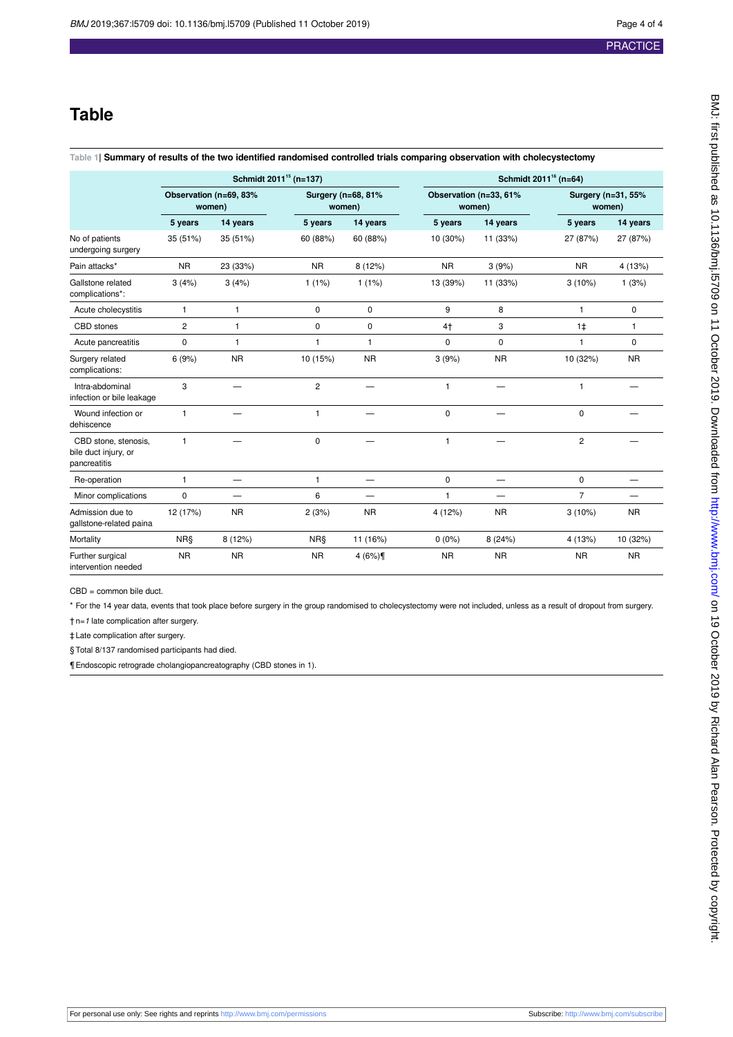# Table

**Table 1| Summary of results of the two identified randomised controlled trials comparing observation with cholecystectomy**

| | Schmidt 2011[15] (n=137) | | | | Schmidt 2011[16] (n=64) | | | |
|---|---|---|---|---|---|---|---|---|
| | Observation (n=69, 83% women) | | Surgery (n=68, 81% women) | | Observation (n=33, 61% women) | | Surgery (n=31, 55% women) | |
| | 5 years | 14 years | 5 years | 14 years | 5 years | 14 years | 5 years | 14 years |
| No of patients undergoing surgery | 35 (51%) | 35 (51%) | 60 (88%) | 60 (88%) | 10 (30%) | 11 (33%) | 27 (87%) | 27 (87%) |
| Pain attacks* | NR | 23 (33%) | NR | 8 (12%) | NR | 3 (9%) | NR | 4 (13%) |
| Gallstone related complications*: | 3 (4%) | 3 (4%) | 1 (1%) | 1 (1%) | 13 (39%) | 11 (33%) | 3 (10%) | 1 (3%) |
| Acute cholecystitis | 1 | 1 | 0 | 0 | 9 | 8 | 1 | 0 |
| CBD stones | 2 | 1 | 0 | 0 | 4† | 3 | 1‡ | 1 |
| Acute pancreatitis | 0 | 1 | 1 | 1 | 0 | 0 | 1 | 0 |
| Surgery related complications: | 6 (9%) | NR | 10 (15%) | NR | 3 (9%) | NR | 10 (32%) | NR |
| Intra-abdominal infection or bile leakage | 3 | — | 2 | — | 1 | — | 1 | — |
| Wound infection or dehiscence | 1 | — | 1 | — | 0 | — | 0 | — |
| CBD stone, stenosis, bile duct injury, or pancreatitis | 1 | — | 0 | — | 1 | — | 2 | — |
| Re-operation | 1 | — | 1 | — | 0 | — | 0 | — |
| Minor complications | 0 | — | 6 | — | 1 | — | 7 | — |
| Admission due to gallstone-related paina | 12 (17%) | NR | 2 (3%) | NR | 4 (12%) | NR | 3 (10%) | NR |
| Mortality | NR§ | 8 (12%) | NR§ | 11 (16%) | 0 (0%) | 8 (24%) | 4 (13%) | 10 (32%) |
| Further surgical intervention needed | NR | NR | NR | 4 (6%)¶ | NR | NR | NR | NR |

CBD = common bile duct.

* For the 14 year data, events that took place before surgery in the group randomised to cholecystectomy were not included, unless as a result of dropout from surgery.

† n=*1* late complication after surgery.

‡ Late complication after surgery.

§ Total 8/137 randomised participants had died.

¶ Endoscopic retrograde cholangiopancreatography (CBD stones in 1).